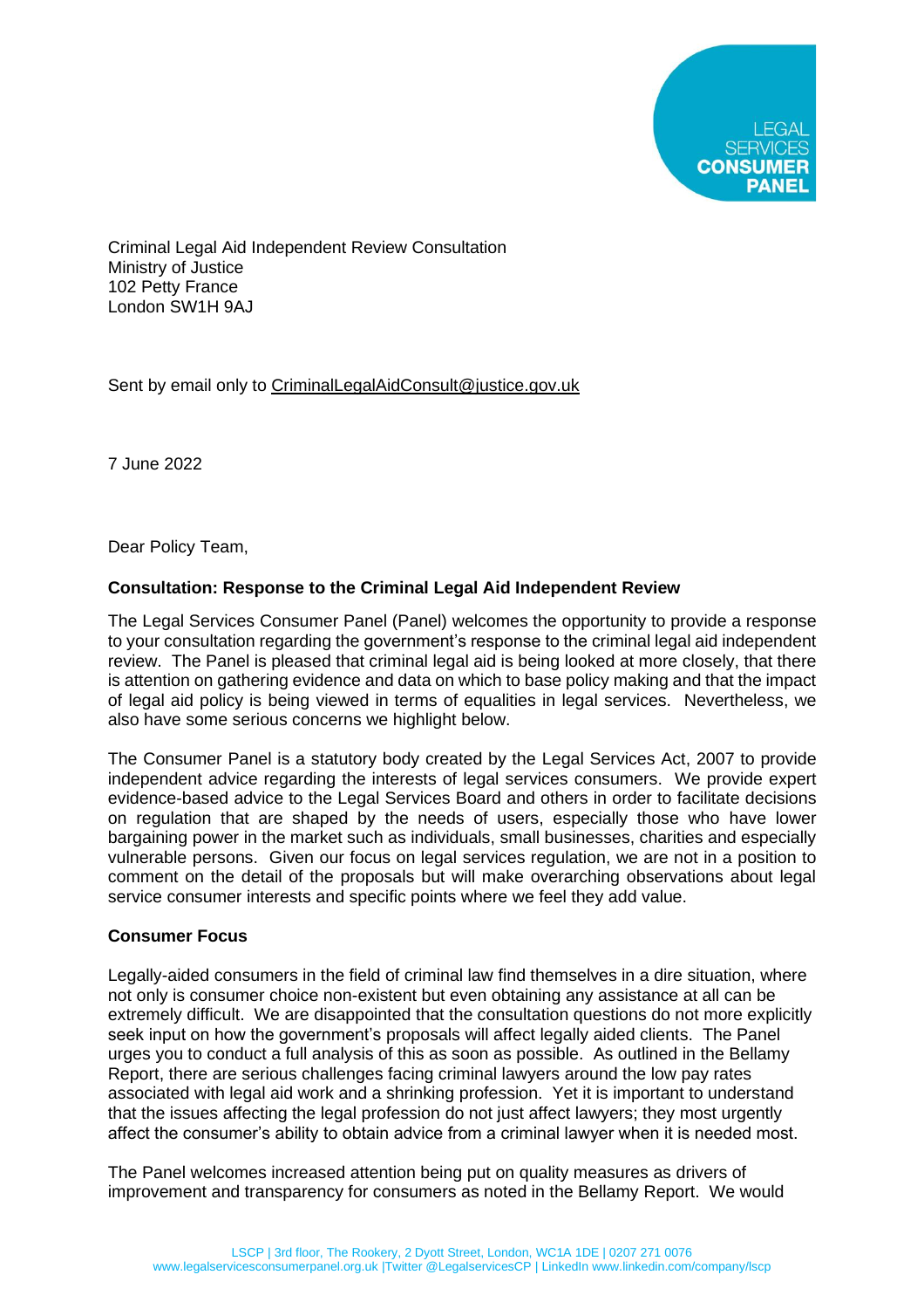LEGAL SERVICES **CONSUMER PANEL**

Criminal Legal Aid Independent Review Consultation
Ministry of Justice
102 Petty France
London SW1H 9AJ

Sent by email only to CriminalLegalAidConsult@justice.gov.uk

7 June 2022

Dear Policy Team,

**Consultation: Response to the Criminal Legal Aid Independent Review**

The Legal Services Consumer Panel (Panel) welcomes the opportunity to provide a response to your consultation regarding the government's response to the criminal legal aid independent review. The Panel is pleased that criminal legal aid is being looked at more closely, that there is attention on gathering evidence and data on which to base policy making and that the impact of legal aid policy is being viewed in terms of equalities in legal services. Nevertheless, we also have some serious concerns we highlight below.

The Consumer Panel is a statutory body created by the Legal Services Act, 2007 to provide independent advice regarding the interests of legal services consumers. We provide expert evidence-based advice to the Legal Services Board and others in order to facilitate decisions on regulation that are shaped by the needs of users, especially those who have lower bargaining power in the market such as individuals, small businesses, charities and especially vulnerable persons. Given our focus on legal services regulation, we are not in a position to comment on the detail of the proposals but will make overarching observations about legal service consumer interests and specific points where we feel they add value.

**Consumer Focus**

Legally-aided consumers in the field of criminal law find themselves in a dire situation, where not only is consumer choice non-existent but even obtaining any assistance at all can be extremely difficult. We are disappointed that the consultation questions do not more explicitly seek input on how the government's proposals will affect legally aided clients. The Panel urges you to conduct a full analysis of this as soon as possible. As outlined in the Bellamy Report, there are serious challenges facing criminal lawyers around the low pay rates associated with legal aid work and a shrinking profession. Yet it is important to understand that the issues affecting the legal profession do not just affect lawyers; they most urgently affect the consumer's ability to obtain advice from a criminal lawyer when it is needed most.

The Panel welcomes increased attention being put on quality measures as drivers of improvement and transparency for consumers as noted in the Bellamy Report. We would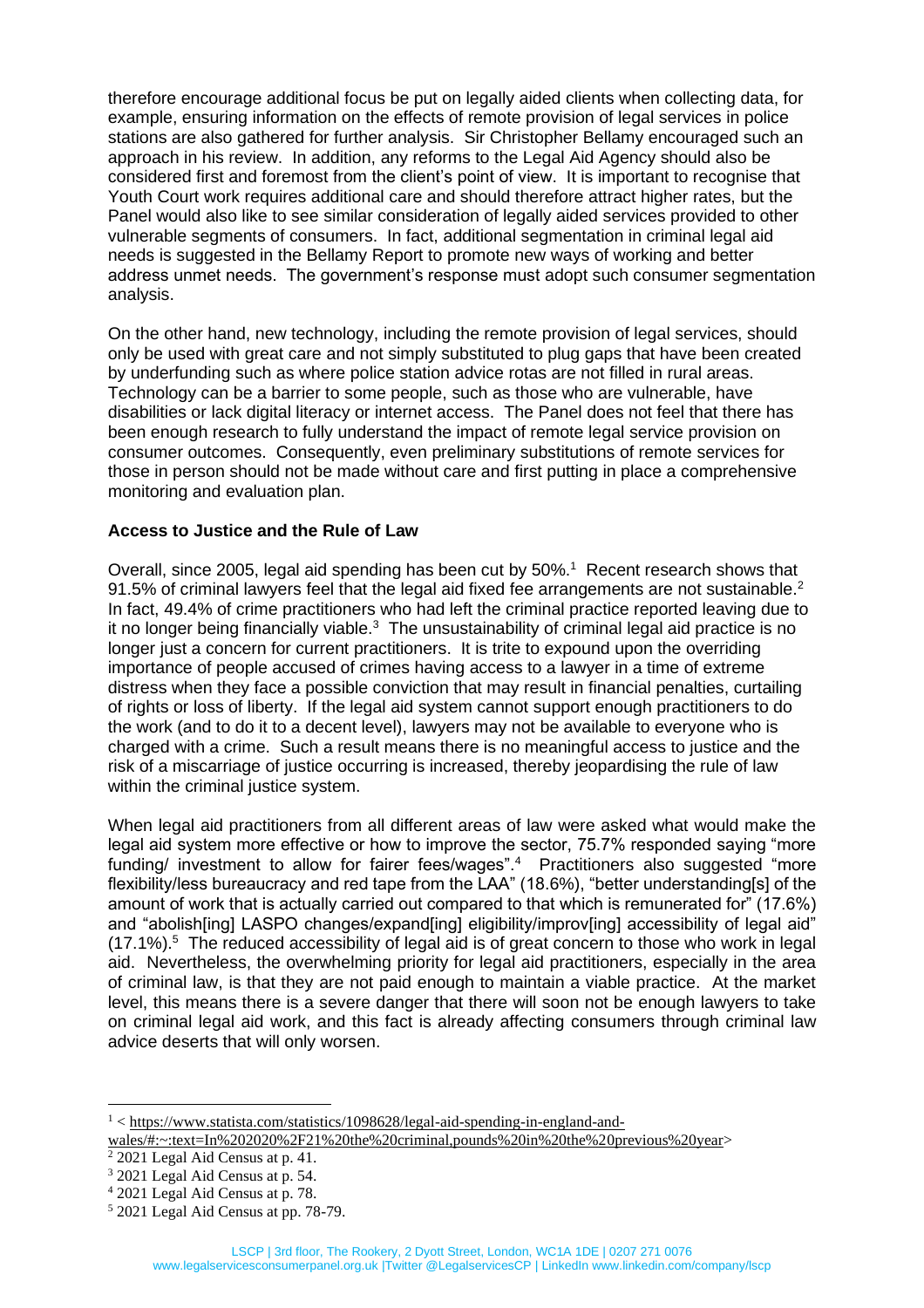therefore encourage additional focus be put on legally aided clients when collecting data, for example, ensuring information on the effects of remote provision of legal services in police stations are also gathered for further analysis. Sir Christopher Bellamy encouraged such an approach in his review. In addition, any reforms to the Legal Aid Agency should also be considered first and foremost from the client's point of view. It is important to recognise that Youth Court work requires additional care and should therefore attract higher rates, but the Panel would also like to see similar consideration of legally aided services provided to other vulnerable segments of consumers. In fact, additional segmentation in criminal legal aid needs is suggested in the Bellamy Report to promote new ways of working and better address unmet needs. The government's response must adopt such consumer segmentation analysis.

On the other hand, new technology, including the remote provision of legal services, should only be used with great care and not simply substituted to plug gaps that have been created by underfunding such as where police station advice rotas are not filled in rural areas. Technology can be a barrier to some people, such as those who are vulnerable, have disabilities or lack digital literacy or internet access. The Panel does not feel that there has been enough research to fully understand the impact of remote legal service provision on consumer outcomes. Consequently, even preliminary substitutions of remote services for those in person should not be made without care and first putting in place a comprehensive monitoring and evaluation plan.

**Access to Justice and the Rule of Law**

Overall, since 2005, legal aid spending has been cut by 50%.[1] Recent research shows that 91.5% of criminal lawyers feel that the legal aid fixed fee arrangements are not sustainable.[2] In fact, 49.4% of crime practitioners who had left the criminal practice reported leaving due to it no longer being financially viable.[3] The unsustainability of criminal legal aid practice is no longer just a concern for current practitioners. It is trite to expound upon the overriding importance of people accused of crimes having access to a lawyer in a time of extreme distress when they face a possible conviction that may result in financial penalties, curtailing of rights or loss of liberty. If the legal aid system cannot support enough practitioners to do the work (and to do it to a decent level), lawyers may not be available to everyone who is charged with a crime. Such a result means there is no meaningful access to justice and the risk of a miscarriage of justice occurring is increased, thereby jeopardising the rule of law within the criminal justice system.

When legal aid practitioners from all different areas of law were asked what would make the legal aid system more effective or how to improve the sector, 75.7% responded saying "more funding/ investment to allow for fairer fees/wages".[4] Practitioners also suggested "more flexibility/less bureaucracy and red tape from the LAA" (18.6%), "better understanding[s] of the amount of work that is actually carried out compared to that which is remunerated for" (17.6%) and "abolish[ing] LASPO changes/expand[ing] eligibility/improv[ing] accessibility of legal aid" (17.1%).[5] The reduced accessibility of legal aid is of great concern to those who work in legal aid. Nevertheless, the overwhelming priority for legal aid practitioners, especially in the area of criminal law, is that they are not paid enough to maintain a viable practice. At the market level, this means there is a severe danger that there will soon not be enough lawyers to take on criminal legal aid work, and this fact is already affecting consumers through criminal law advice deserts that will only worsen.

---

[1] < https://www.statista.com/statistics/1098628/legal-aid-spending-in-england-and-wales/#:~:text=In%202020%2F21%20the%20criminal,pounds%20in%20the%20previous%20year>

[2] 2021 Legal Aid Census at p. 41.

[3] 2021 Legal Aid Census at p. 54.

[4] 2021 Legal Aid Census at p. 78.

[5] 2021 Legal Aid Census at pp. 78-79.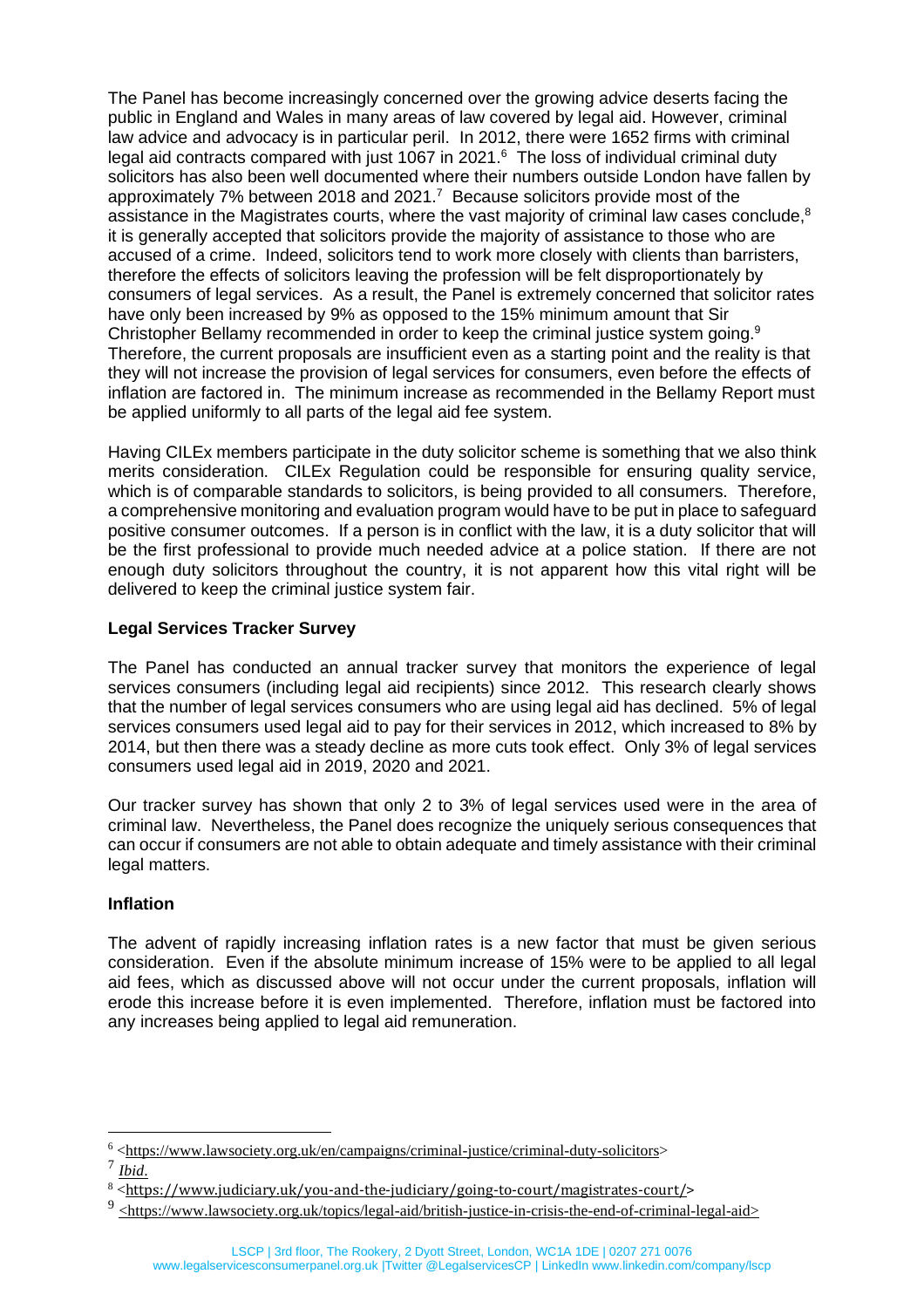The Panel has become increasingly concerned over the growing advice deserts facing the public in England and Wales in many areas of law covered by legal aid. However, criminal law advice and advocacy is in particular peril. In 2012, there were 1652 firms with criminal legal aid contracts compared with just 1067 in 2021.[6] The loss of individual criminal duty solicitors has also been well documented where their numbers outside London have fallen by approximately 7% between 2018 and 2021.[7] Because solicitors provide most of the assistance in the Magistrates courts, where the vast majority of criminal law cases conclude,[8] it is generally accepted that solicitors provide the majority of assistance to those who are accused of a crime. Indeed, solicitors tend to work more closely with clients than barristers, therefore the effects of solicitors leaving the profession will be felt disproportionately by consumers of legal services. As a result, the Panel is extremely concerned that solicitor rates have only been increased by 9% as opposed to the 15% minimum amount that Sir Christopher Bellamy recommended in order to keep the criminal justice system going.[9] Therefore, the current proposals are insufficient even as a starting point and the reality is that they will not increase the provision of legal services for consumers, even before the effects of inflation are factored in. The minimum increase as recommended in the Bellamy Report must be applied uniformly to all parts of the legal aid fee system.

Having CILEx members participate in the duty solicitor scheme is something that we also think merits consideration. CILEx Regulation could be responsible for ensuring quality service, which is of comparable standards to solicitors, is being provided to all consumers. Therefore, a comprehensive monitoring and evaluation program would have to be put in place to safeguard positive consumer outcomes. If a person is in conflict with the law, it is a duty solicitor that will be the first professional to provide much needed advice at a police station. If there are not enough duty solicitors throughout the country, it is not apparent how this vital right will be delivered to keep the criminal justice system fair.

**Legal Services Tracker Survey**

The Panel has conducted an annual tracker survey that monitors the experience of legal services consumers (including legal aid recipients) since 2012. This research clearly shows that the number of legal services consumers who are using legal aid has declined. 5% of legal services consumers used legal aid to pay for their services in 2012, which increased to 8% by 2014, but then there was a steady decline as more cuts took effect. Only 3% of legal services consumers used legal aid in 2019, 2020 and 2021.

Our tracker survey has shown that only 2 to 3% of legal services used were in the area of criminal law. Nevertheless, the Panel does recognize the uniquely serious consequences that can occur if consumers are not able to obtain adequate and timely assistance with their criminal legal matters.

**Inflation**

The advent of rapidly increasing inflation rates is a new factor that must be given serious consideration. Even if the absolute minimum increase of 15% were to be applied to all legal aid fees, which as discussed above will not occur under the current proposals, inflation will erode this increase before it is even implemented. Therefore, inflation must be factored into any increases being applied to legal aid remuneration.

---

[6] <https://www.lawsociety.org.uk/en/campaigns/criminal-justice/criminal-duty-solicitors>

[7] *Ibid.*

[8] <https://www.judiciary.uk/you-and-the-judiciary/going-to-court/magistrates-court/>

[9] <https://www.lawsociety.org.uk/topics/legal-aid/british-justice-in-crisis-the-end-of-criminal-legal-aid>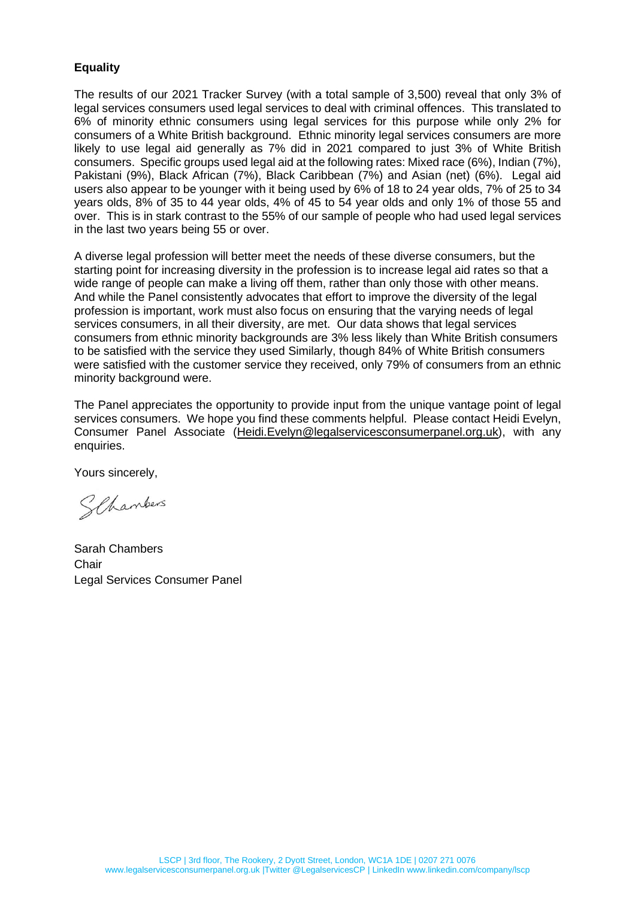**Equality**

The results of our 2021 Tracker Survey (with a total sample of 3,500) reveal that only 3% of legal services consumers used legal services to deal with criminal offences. This translated to 6% of minority ethnic consumers using legal services for this purpose while only 2% for consumers of a White British background. Ethnic minority legal services consumers are more likely to use legal aid generally as 7% did in 2021 compared to just 3% of White British consumers. Specific groups used legal aid at the following rates: Mixed race (6%), Indian (7%), Pakistani (9%), Black African (7%), Black Caribbean (7%) and Asian (net) (6%). Legal aid users also appear to be younger with it being used by 6% of 18 to 24 year olds, 7% of 25 to 34 years olds, 8% of 35 to 44 year olds, 4% of 45 to 54 year olds and only 1% of those 55 and over. This is in stark contrast to the 55% of our sample of people who had used legal services in the last two years being 55 or over.

A diverse legal profession will better meet the needs of these diverse consumers, but the starting point for increasing diversity in the profession is to increase legal aid rates so that a wide range of people can make a living off them, rather than only those with other means. And while the Panel consistently advocates that effort to improve the diversity of the legal profession is important, work must also focus on ensuring that the varying needs of legal services consumers, in all their diversity, are met. Our data shows that legal services consumers from ethnic minority backgrounds are 3% less likely than White British consumers to be satisfied with the service they used Similarly, though 84% of White British consumers were satisfied with the customer service they received, only 79% of consumers from an ethnic minority background were.

The Panel appreciates the opportunity to provide input from the unique vantage point of legal services consumers. We hope you find these comments helpful. Please contact Heidi Evelyn, Consumer Panel Associate (Heidi.Evelyn@legalservicesconsumerpanel.org.uk), with any enquiries.

Yours sincerely,

SChambers

Sarah Chambers
Chair
Legal Services Consumer Panel

LSCP | 3rd floor, The Rookery, 2 Dyott Street, London, WC1A 1DE | 0207 271 0076
www.legalservicesconsumerpanel.org.uk |Twitter @LegalservicesCP | LinkedIn www.linkedin.com/company/lscp